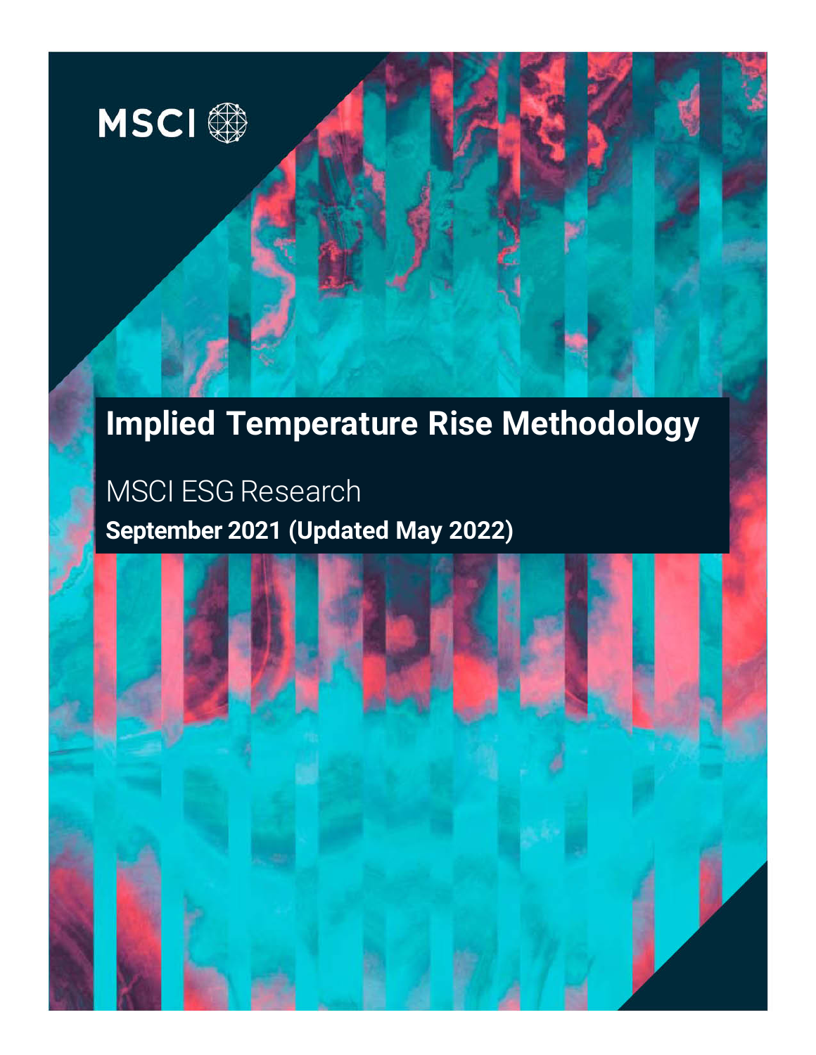MSCI

# Implied Temperature Rise Methodology

MSCI ESG Research

**September 2021 (Updated May 2022)**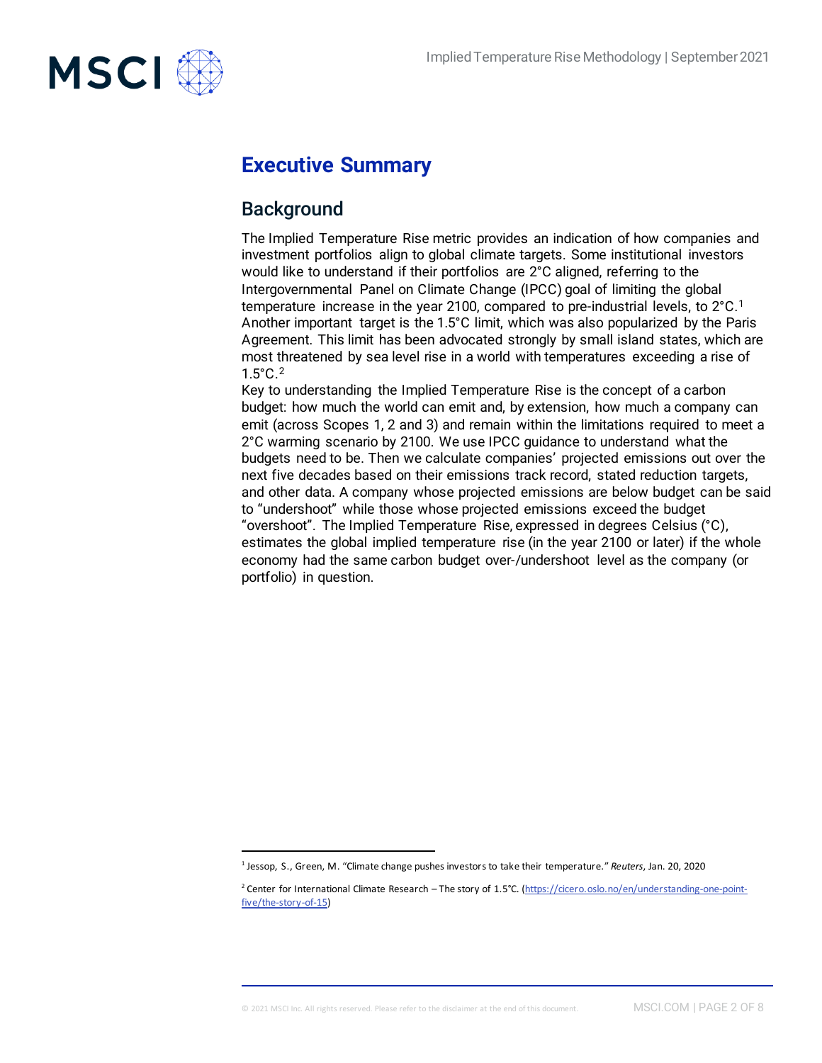# Executive Summary

## Background

The Implied Temperature Rise metric provides an indication of how companies and investment portfolios align to global climate targets. Some institutional investors would like to understand if their portfolios are 2°C aligned, referring to the Intergovernmental Panel on Climate Change (IPCC) goal of limiting the global temperature increase in the year 2100, compared to pre-industrial levels, to 2°C.[1] Another important target is the 1.5°C limit, which was also popularized by the Paris Agreement. This limit has been advocated strongly by small island states, which are most threatened by sea level rise in a world with temperatures exceeding a rise of 1.5°C.[2]

Key to understanding the Implied Temperature Rise is the concept of a carbon budget: how much the world can emit and, by extension, how much a company can emit (across Scopes 1, 2 and 3) and remain within the limitations required to meet a 2°C warming scenario by 2100. We use IPCC guidance to understand what the budgets need to be. Then we calculate companies' projected emissions out over the next five decades based on their emissions track record, stated reduction targets, and other data. A company whose projected emissions are below budget can be said to "undershoot" while those whose projected emissions exceed the budget "overshoot". The Implied Temperature Rise, expressed in degrees Celsius (°C), estimates the global implied temperature rise (in the year 2100 or later) if the whole economy had the same carbon budget over-/undershoot level as the company (or portfolio) in question.

---

[1] Jessop, S., Green, M. "Climate change pushes investors to take their temperature." *Reuters*, Jan. 20, 2020

[2] Center for International Climate Research – The story of 1.5°C. (https://cicero.oslo.no/en/understanding-one-point-five/the-story-of-15)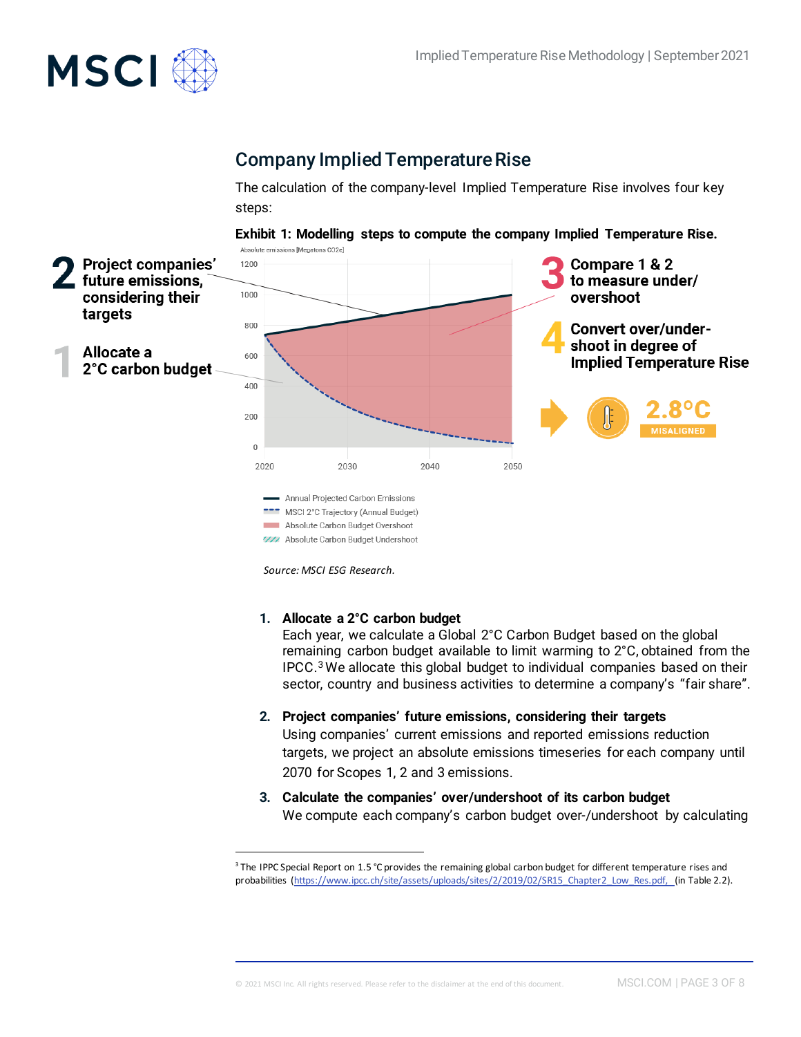## Company Implied Temperature Rise

The calculation of the company-level Implied Temperature Rise involves four key steps:

**Exhibit 1: Modelling steps to compute the company Implied Temperature Rise.**

Source: MSCI ESG Research.

1. **Allocate a 2°C carbon budget**
   Each year, we calculate a Global 2°C Carbon Budget based on the global remaining carbon budget available to limit warming to 2°C, obtained from the IPCC.[3] We allocate this global budget to individual companies based on their sector, country and business activities to determine a company's "fair share".

2. **Project companies' future emissions, considering their targets**
   Using companies' current emissions and reported emissions reduction targets, we project an absolute emissions timeseries for each company until 2070 for Scopes 1, 2 and 3 emissions.

3. **Calculate the companies' over/undershoot of its carbon budget**
   We compute each company's carbon budget over-/undershoot by calculating

---

[3] The IPPC Special Report on 1.5 °C provides the remaining global carbon budget for different temperature rises and probabilities (https://www.ipcc.ch/site/assets/uploads/sites/2/2019/02/SR15_Chapter2_Low_Res.pdf, (in Table 2.2).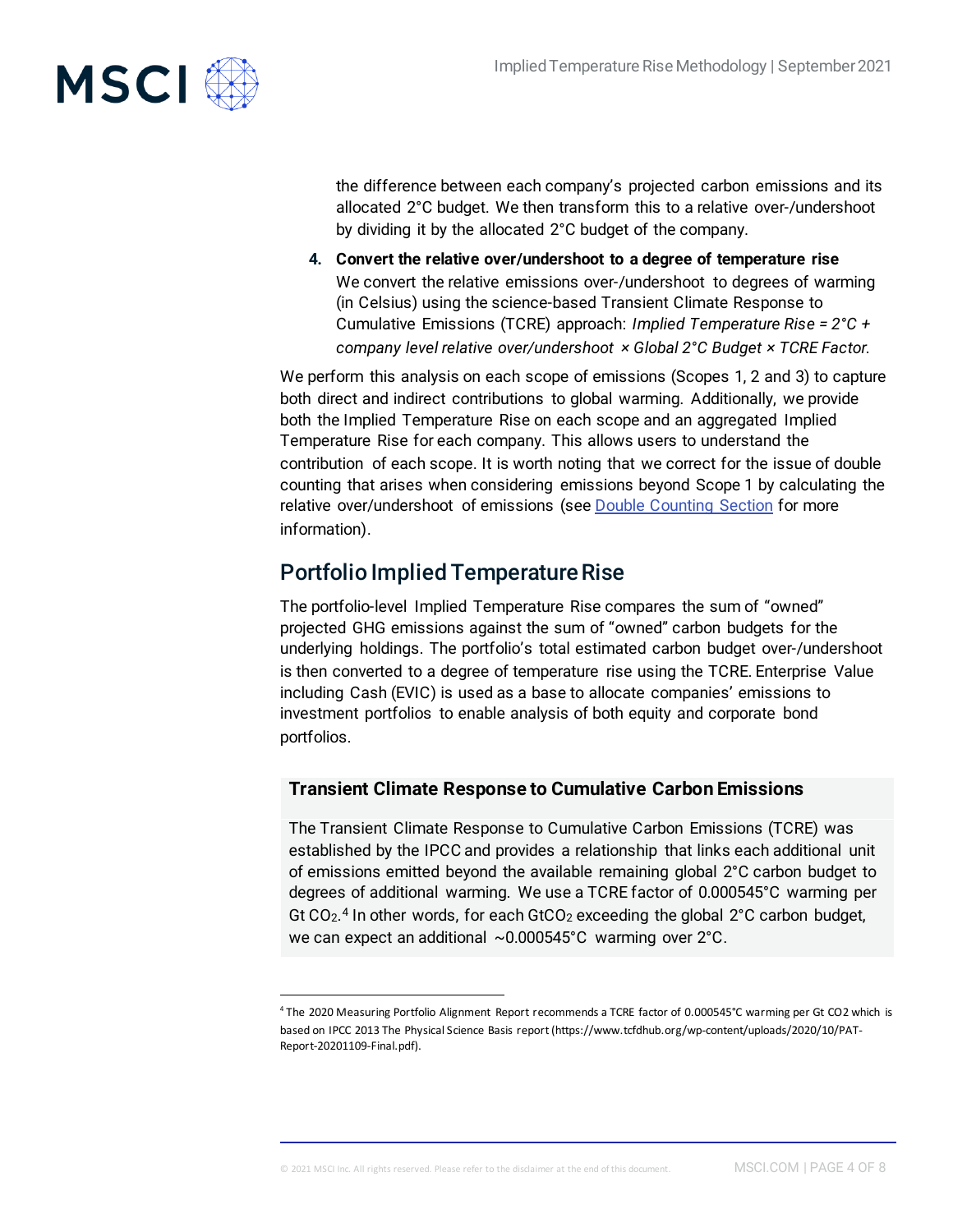the difference between each company's projected carbon emissions and its allocated 2°C budget. We then transform this to a relative over-/undershoot by dividing it by the allocated 2°C budget of the company.

4. **Convert the relative over/undershoot to a degree of temperature rise**
   We convert the relative emissions over-/undershoot to degrees of warming (in Celsius) using the science-based Transient Climate Response to Cumulative Emissions (TCRE) approach: *Implied Temperature Rise = 2°C + company level relative over/undershoot × Global 2°C Budget × TCRE Factor.*

We perform this analysis on each scope of emissions (Scopes 1, 2 and 3) to capture both direct and indirect contributions to global warming. Additionally, we provide both the Implied Temperature Rise on each scope and an aggregated Implied Temperature Rise for each company. This allows users to understand the contribution of each scope. It is worth noting that we correct for the issue of double counting that arises when considering emissions beyond Scope 1 by calculating the relative over/undershoot of emissions (see Double Counting Section for more information).

## Portfolio Implied Temperature Rise

The portfolio-level Implied Temperature Rise compares the sum of "owned" projected GHG emissions against the sum of "owned" carbon budgets for the underlying holdings. The portfolio's total estimated carbon budget over-/undershoot is then converted to a degree of temperature rise using the TCRE. Enterprise Value including Cash (EVIC) is used as a base to allocate companies' emissions to investment portfolios to enable analysis of both equity and corporate bond portfolios.

### Transient Climate Response to Cumulative Carbon Emissions

The Transient Climate Response to Cumulative Carbon Emissions (TCRE) was established by the IPCC and provides a relationship that links each additional unit of emissions emitted beyond the available remaining global 2°C carbon budget to degrees of additional warming. We use a TCRE factor of 0.000545°C warming per Gt $CO_2$.[4] In other words, for each Gt$CO_2$ exceeding the global 2°C carbon budget, we can expect an additional ~0.000545°C warming over 2°C.

[4] The 2020 Measuring Portfolio Alignment Report recommends a TCRE factor of 0.000545°C warming per Gt CO2 which is based on IPCC 2013 The Physical Science Basis report (https://www.tcfdhub.org/wp-content/uploads/2020/10/PAT-Report-20201109-Final.pdf).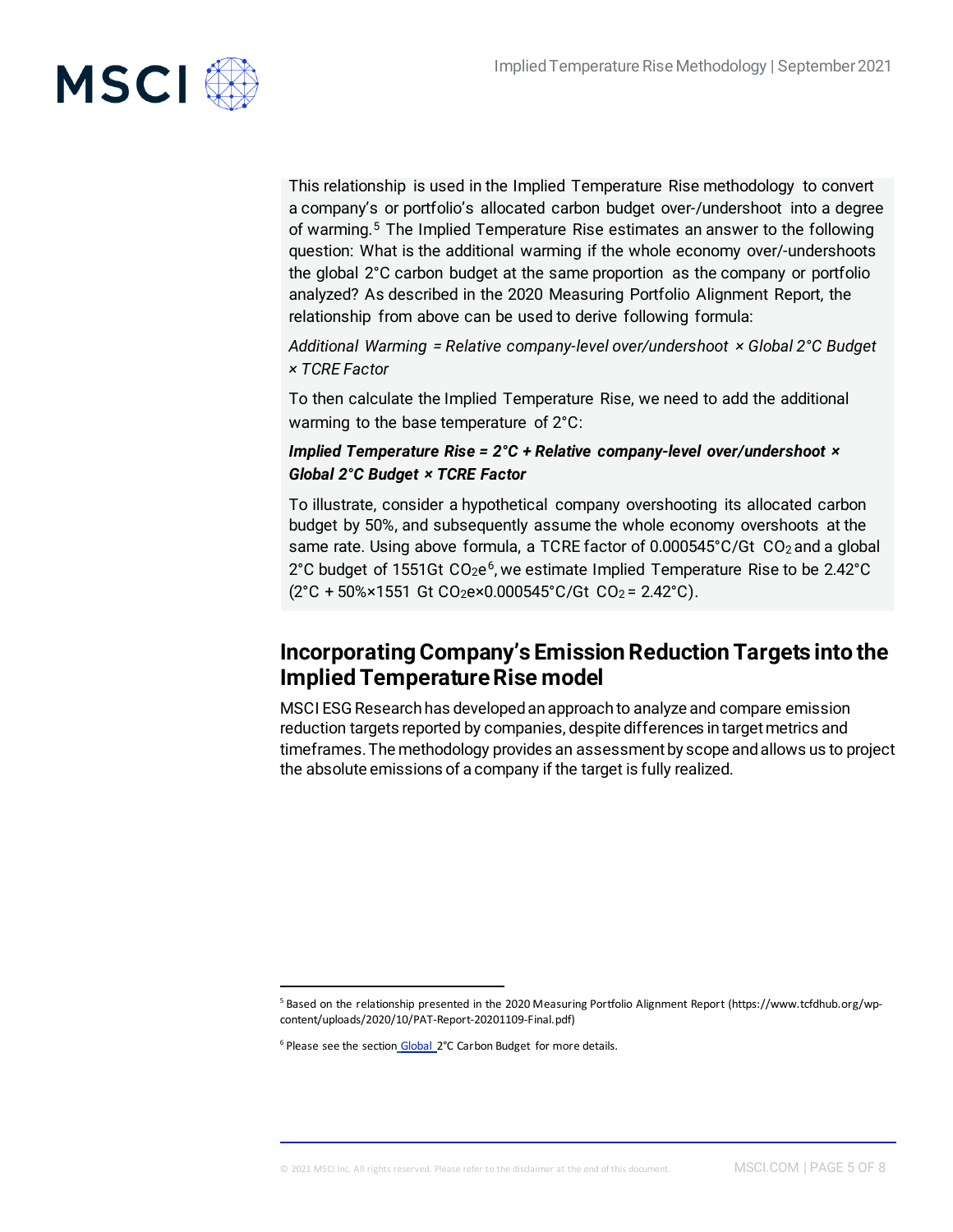This relationship is used in the Implied Temperature Rise methodology to convert a company's or portfolio's allocated carbon budget over-/undershoot into a degree of warming.[5] The Implied Temperature Rise estimates an answer to the following question: What is the additional warming if the whole economy over/-undershoots the global 2°C carbon budget at the same proportion as the company or portfolio analyzed? As described in the 2020 Measuring Portfolio Alignment Report, the relationship from above can be used to derive following formula:

*Additional Warming = Relative company-level over/undershoot × Global 2°C Budget × TCRE Factor*

To then calculate the Implied Temperature Rise, we need to add the additional warming to the base temperature of 2°C:

***Implied Temperature Rise = 2°C + Relative company-level over/undershoot × Global 2°C Budget × TCRE Factor***

To illustrate, consider a hypothetical company overshooting its allocated carbon budget by 50%, and subsequently assume the whole economy overshoots at the same rate. Using above formula, a TCRE factor of 0.000545°C/Gt $CO_2$ and a global 2°C budget of 1551Gt $CO_2e$[6], we estimate Implied Temperature Rise to be 2.42°C (2°C + 50%×1551 Gt $CO_2e$×0.000545°C/Gt $CO_2$ = 2.42°C).

## Incorporating Company's Emission Reduction Targets into the Implied Temperature Rise model

MSCI ESG Research has developed an approach to analyze and compare emission reduction targets reported by companies, despite differences in target metrics and timeframes. The methodology provides an assessment by scope and allows us to project the absolute emissions of a company if the target is fully realized.

---

[5] Based on the relationship presented in the 2020 Measuring Portfolio Alignment Report (https://www.tcfdhub.org/wp-content/uploads/2020/10/PAT-Report-20201109-Final.pdf)

[6] Please see the section Global 2°C Carbon Budget for more details.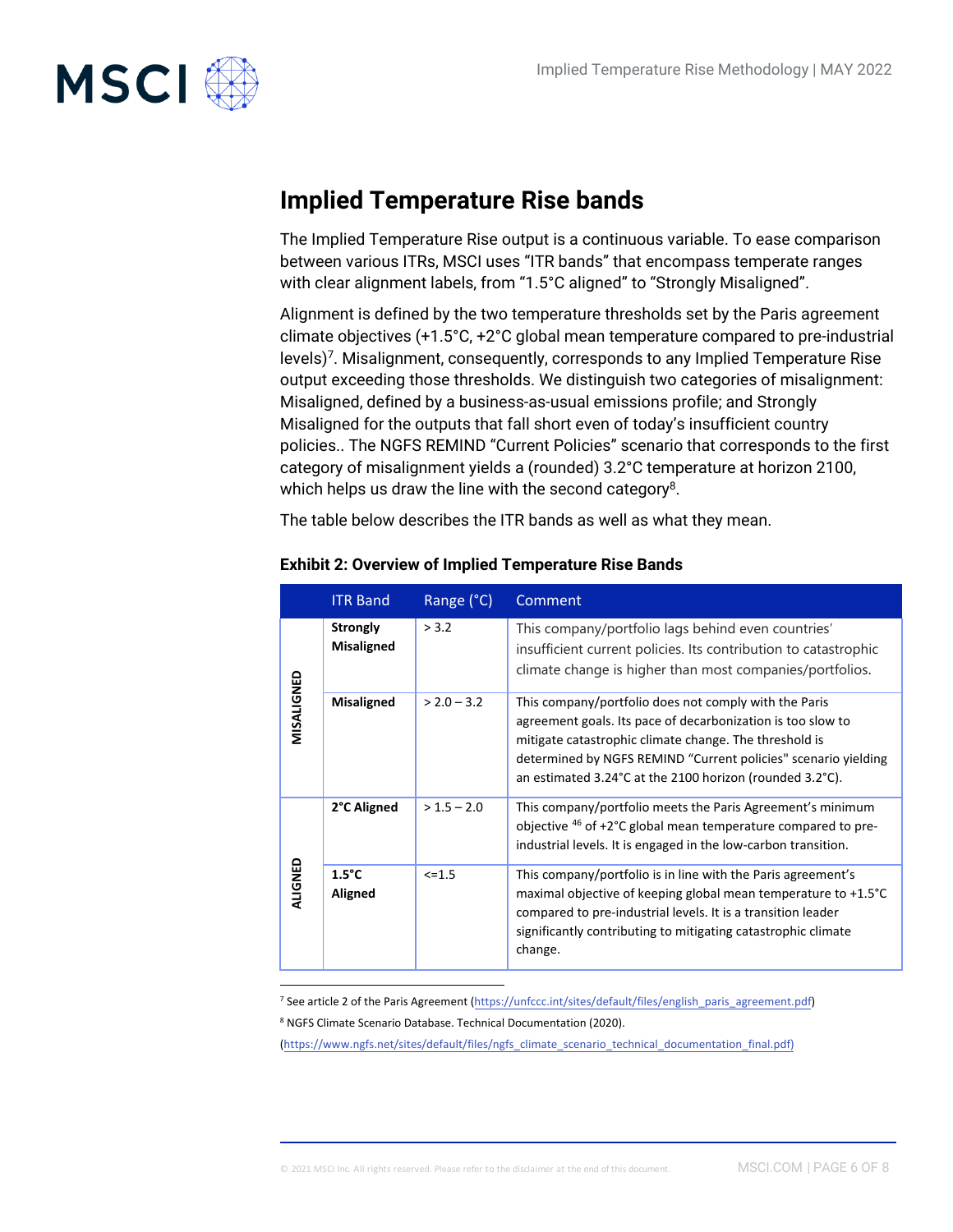## Implied Temperature Rise bands

The Implied Temperature Rise output is a continuous variable. To ease comparison between various ITRs, MSCI uses "ITR bands" that encompass temperate ranges with clear alignment labels, from "1.5°C aligned" to "Strongly Misaligned".

Alignment is defined by the two temperature thresholds set by the Paris agreement climate objectives (+1.5°C, +2°C global mean temperature compared to pre-industrial levels)[7]. Misalignment, consequently, corresponds to any Implied Temperature Rise output exceeding those thresholds. We distinguish two categories of misalignment: Misaligned, defined by a business-as-usual emissions profile; and Strongly Misaligned for the outputs that fall short even of today's insufficient country policies.. The NGFS REMIND "Current Policies" scenario that corresponds to the first category of misalignment yields a (rounded) 3.2°C temperature at horizon 2100, which helps us draw the line with the second category[8].

The table below describes the ITR bands as well as what they mean.

**Exhibit 2: Overview of Implied Temperature Rise Bands**

| | ITR Band | Range (°C) | Comment |
|---|---|---|---|
| MISALIGNED | **Strongly Misaligned** | > 3.2 | This company/portfolio lags behind even countries' insufficient current policies. Its contribution to catastrophic climate change is higher than most companies/portfolios. |
| | **Misaligned** | > 2.0 – 3.2 | This company/portfolio does not comply with the Paris agreement goals. Its pace of decarbonization is too slow to mitigate catastrophic climate change. The threshold is determined by NGFS REMIND "Current policies" scenario yielding an estimated 3.24°C at the 2100 horizon (rounded 3.2°C). |
| ALIGNED | **2°C Aligned** | > 1.5 – 2.0 | This company/portfolio meets the Paris Agreement's minimum objective [46] of +2°C global mean temperature compared to pre-industrial levels. It is engaged in the low-carbon transition. |
| | **1.5°C Aligned** | <=1.5 | This company/portfolio is in line with the Paris agreement's maximal objective of keeping global mean temperature to +1.5°C compared to pre-industrial levels. It is a transition leader significantly contributing to mitigating catastrophic climate change. |

[7] See article 2 of the Paris Agreement (https://unfccc.int/sites/default/files/english_paris_agreement.pdf)

[8] NGFS Climate Scenario Database. Technical Documentation (2020).

(https://www.ngfs.net/sites/default/files/ngfs_climate_scenario_technical_documentation_final.pdf)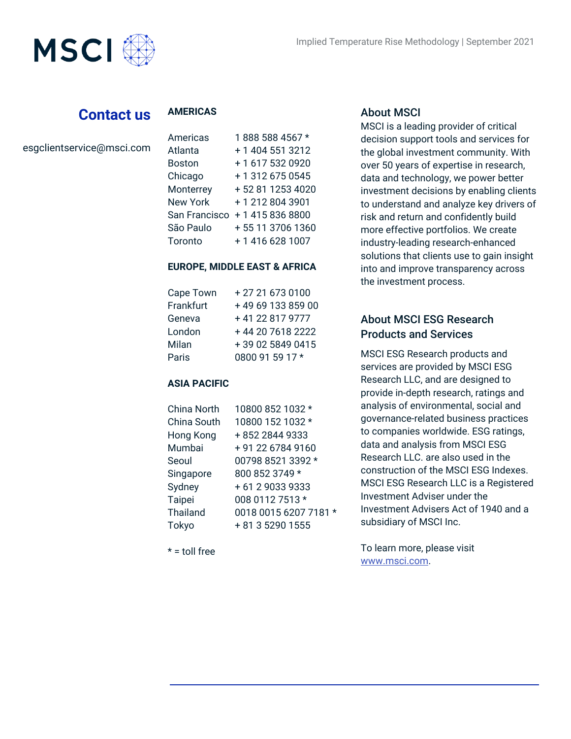## Contact us

esgclientservice@msci.com

### AMERICAS

| | |
|---|---|
| Americas | 1 888 588 4567 * |
| Atlanta | + 1 404 551 3212 |
| Boston | + 1 617 532 0920 |
| Chicago | + 1 312 675 0545 |
| Monterrey | + 52 81 1253 4020 |
| New York | + 1 212 804 3901 |
| San Francisco | + 1 415 836 8800 |
| São Paulo | + 55 11 3706 1360 |
| Toronto | + 1 416 628 1007 |

### EUROPE, MIDDLE EAST & AFRICA

| | |
|---|---|
| Cape Town | + 27 21 673 0100 |
| Frankfurt | + 49 69 133 859 00 |
| Geneva | + 41 22 817 9777 |
| London | + 44 20 7618 2222 |
| Milan | + 39 02 5849 0415 |
| Paris | 0800 91 59 17 * |

### ASIA PACIFIC

| | |
|---|---|
| China North | 10800 852 1032 * |
| China South | 10800 152 1032 * |
| Hong Kong | + 852 2844 9333 |
| Mumbai | + 91 22 6784 9160 |
| Seoul | 00798 8521 3392 * |
| Singapore | 800 852 3749 * |
| Sydney | + 61 2 9033 9333 |
| Taipei | 008 0112 7513 * |
| Thailand | 0018 0015 6207 7181 * |
| Tokyo | + 81 3 5290 1555 |

* = toll free

## About MSCI

MSCI is a leading provider of critical decision support tools and services for the global investment community. With over 50 years of expertise in research, data and technology, we power better investment decisions by enabling clients to understand and analyze key drivers of risk and return and confidently build more effective portfolios. We create industry-leading research-enhanced solutions that clients use to gain insight into and improve transparency across the investment process.

## About MSCI ESG Research Products and Services

MSCI ESG Research products and services are provided by MSCI ESG Research LLC, and are designed to provide in-depth research, ratings and analysis of environmental, social and governance-related business practices to companies worldwide. ESG ratings, data and analysis from MSCI ESG Research LLC. are also used in the construction of the MSCI ESG Indexes. MSCI ESG Research LLC is a Registered Investment Adviser under the Investment Advisers Act of 1940 and a subsidiary of MSCI Inc.

To learn more, please visit www.msci.com.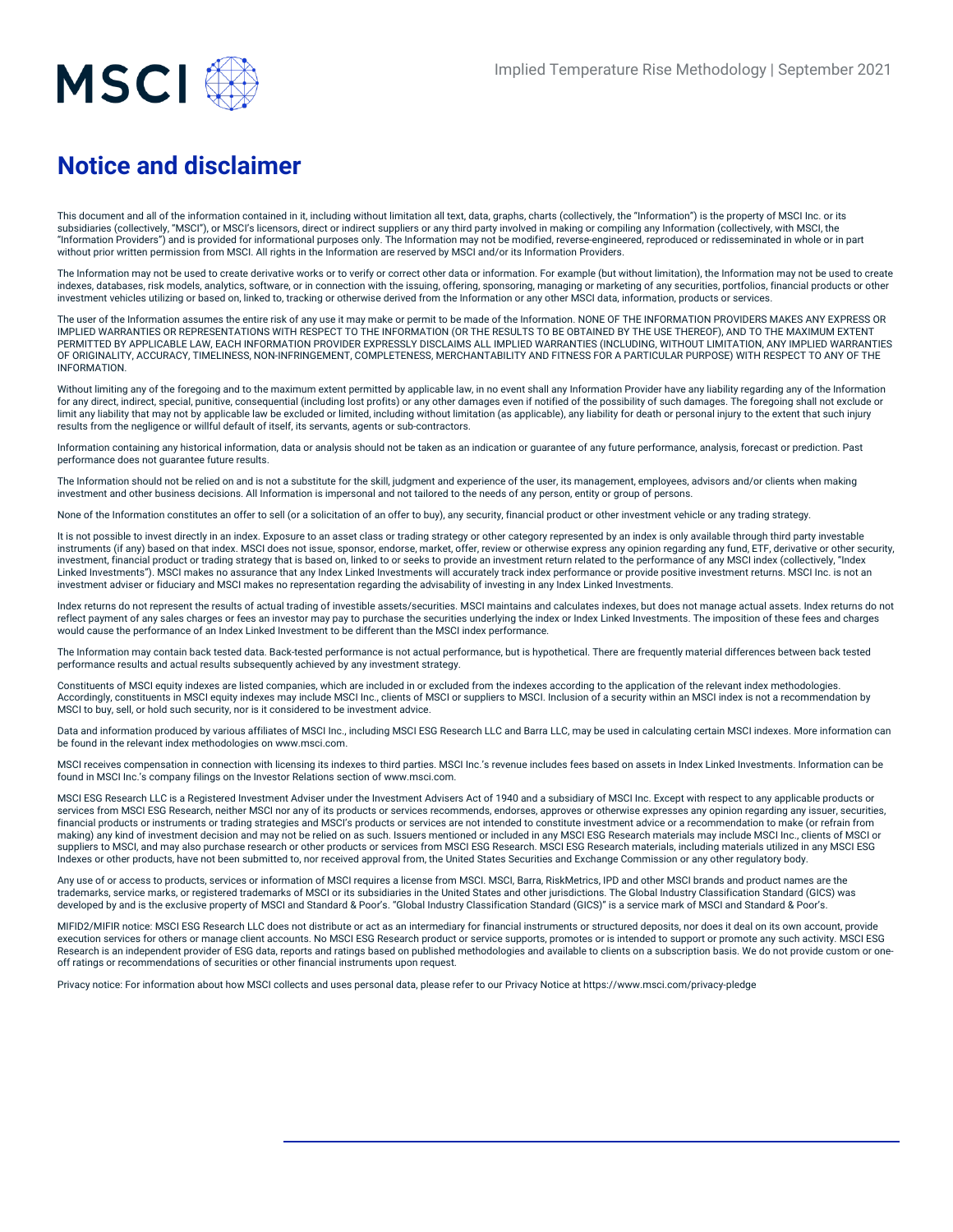# Notice and disclaimer

This document and all of the information contained in it, including without limitation all text, data, graphs, charts (collectively, the "Information") is the property of MSCI Inc. or its subsidiaries (collectively, "MSCI"), or MSCI's licensors, direct or indirect suppliers or any third party involved in making or compiling any Information (collectively, with MSCI, the "Information Providers") and is provided for informational purposes only. The Information may not be modified, reverse-engineered, reproduced or redisseminated in whole or in part without prior written permission from MSCI. All rights in the Information are reserved by MSCI and/or its Information Providers.

The Information may not be used to create derivative works or to verify or correct other data or information. For example (but without limitation), the Information may not be used to create indexes, databases, risk models, analytics, software, or in connection with the issuing, offering, sponsoring, managing or marketing of any securities, portfolios, financial products or other investment vehicles utilizing or based on, linked to, tracking or otherwise derived from the Information or any other MSCI data, information, products or services.

The user of the Information assumes the entire risk of any use it may make or permit to be made of the Information. NONE OF THE INFORMATION PROVIDERS MAKES ANY EXPRESS OR IMPLIED WARRANTIES OR REPRESENTATIONS WITH RESPECT TO THE INFORMATION (OR THE RESULTS TO BE OBTAINED BY THE USE THEREOF), AND TO THE MAXIMUM EXTENT PERMITTED BY APPLICABLE LAW, EACH INFORMATION PROVIDER EXPRESSLY DISCLAIMS ALL IMPLIED WARRANTIES (INCLUDING, WITHOUT LIMITATION, ANY IMPLIED WARRANTIES OF ORIGINALITY, ACCURACY, TIMELINESS, NON-INFRINGEMENT, COMPLETENESS, MERCHANTABILITY AND FITNESS FOR A PARTICULAR PURPOSE) WITH RESPECT TO ANY OF THE INFORMATION.

Without limiting any of the foregoing and to the maximum extent permitted by applicable law, in no event shall any Information Provider have any liability regarding any of the Information for any direct, indirect, special, punitive, consequential (including lost profits) or any other damages even if notified of the possibility of such damages. The foregoing shall not exclude or limit any liability that may not by applicable law be excluded or limited, including without limitation (as applicable), any liability for death or personal injury to the extent that such injury results from the negligence or willful default of itself, its servants, agents or sub-contractors.

Information containing any historical information, data or analysis should not be taken as an indication or guarantee of any future performance, analysis, forecast or prediction. Past performance does not guarantee future results.

The Information should not be relied on and is not a substitute for the skill, judgment and experience of the user, its management, employees, advisors and/or clients when making investment and other business decisions. All Information is impersonal and not tailored to the needs of any person, entity or group of persons.

None of the Information constitutes an offer to sell (or a solicitation of an offer to buy), any security, financial product or other investment vehicle or any trading strategy.

It is not possible to invest directly in an index. Exposure to an asset class or trading strategy or other category represented by an index is only available through third party investable instruments (if any) based on that index. MSCI does not issue, sponsor, endorse, market, offer, review or otherwise express any opinion regarding any fund, ETF, derivative or other security, investment, financial product or trading strategy that is based on, linked to or seeks to provide an investment return related to the performance of any MSCI index (collectively, "Index Linked Investments"). MSCI makes no assurance that any Index Linked Investments will accurately track index performance or provide positive investment returns. MSCI Inc. is not an investment adviser or fiduciary and MSCI makes no representation regarding the advisability of investing in any Index Linked Investments.

Index returns do not represent the results of actual trading of investible assets/securities. MSCI maintains and calculates indexes, but does not manage actual assets. Index returns do not reflect payment of any sales charges or fees an investor may pay to purchase the securities underlying the index or Index Linked Investments. The imposition of these fees and charges would cause the performance of an Index Linked Investment to be different than the MSCI index performance.

The Information may contain back tested data. Back-tested performance is not actual performance, but is hypothetical. There are frequently material differences between back tested performance results and actual results subsequently achieved by any investment strategy.

Constituents of MSCI equity indexes are listed companies, which are included in or excluded from the indexes according to the application of the relevant index methodologies. Accordingly, constituents in MSCI equity indexes may include MSCI Inc., clients of MSCI or suppliers to MSCI. Inclusion of a security within an MSCI index is not a recommendation by MSCI to buy, sell, or hold such security, nor is it considered to be investment advice.

Data and information produced by various affiliates of MSCI Inc., including MSCI ESG Research LLC and Barra LLC, may be used in calculating certain MSCI indexes. More information can be found in the relevant index methodologies on www.msci.com.

MSCI receives compensation in connection with licensing its indexes to third parties. MSCI Inc.'s revenue includes fees based on assets in Index Linked Investments. Information can be found in MSCI Inc.'s company filings on the Investor Relations section of www.msci.com.

MSCI ESG Research LLC is a Registered Investment Adviser under the Investment Advisers Act of 1940 and a subsidiary of MSCI Inc. Except with respect to any applicable products or services from MSCI ESG Research, neither MSCI nor any of its products or services recommends, endorses, approves or otherwise expresses any opinion regarding any issuer, securities, financial products or instruments or trading strategies and MSCI's products or services are not intended to constitute investment advice or a recommendation to make (or refrain from making) any kind of investment decision and may not be relied on as such. Issuers mentioned or included in any MSCI ESG Research materials may include MSCI Inc., clients of MSCI or suppliers to MSCI, and may also purchase research or other products or services from MSCI ESG Research. MSCI ESG Research materials, including materials utilized in any MSCI ESG Indexes or other products, have not been submitted to, nor received approval from, the United States Securities and Exchange Commission or any other regulatory body.

Any use of or access to products, services or information of MSCI requires a license from MSCI. MSCI, Barra, RiskMetrics, IPD and other MSCI brands and product names are the trademarks, service marks, or registered trademarks of MSCI or its subsidiaries in the United States and other jurisdictions. The Global Industry Classification Standard (GICS) was developed by and is the exclusive property of MSCI and Standard & Poor's. "Global Industry Classification Standard (GICS)" is a service mark of MSCI and Standard & Poor's.

MIFID2/MIFIR notice: MSCI ESG Research LLC does not distribute or act as an intermediary for financial instruments or structured deposits, nor does it deal on its own account, provide execution services for others or manage client accounts. No MSCI ESG Research product or service supports, promotes or is intended to support or promote any such activity. MSCI ESG Research is an independent provider of ESG data, reports and ratings based on published methodologies and available to clients on a subscription basis. We do not provide custom or one-off ratings or recommendations of securities or other financial instruments upon request.

Privacy notice: For information about how MSCI collects and uses personal data, please refer to our Privacy Notice at https://www.msci.com/privacy-pledge